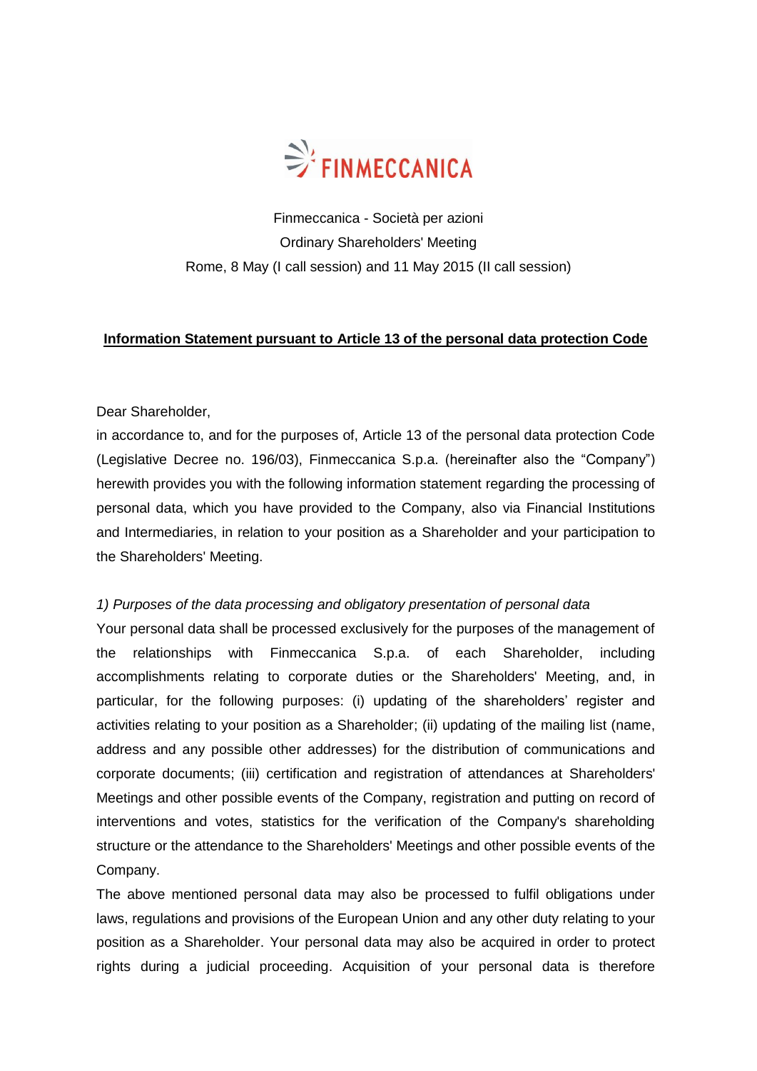FINMECCANICA

Finmeccanica - Società per azioni
Ordinary Shareholders' Meeting
Rome, 8 May (I call session) and 11 May 2015 (II call session)

**Information Statement pursuant to Article 13 of the personal data protection Code**

Dear Shareholder,
in accordance to, and for the purposes of, Article 13 of the personal data protection Code (Legislative Decree no. 196/03), Finmeccanica S.p.a. (hereinafter also the "Company") herewith provides you with the following information statement regarding the processing of personal data, which you have provided to the Company, also via Financial Institutions and Intermediaries, in relation to your position as a Shareholder and your participation to the Shareholders' Meeting.

*1) Purposes of the data processing and obligatory presentation of personal data*

Your personal data shall be processed exclusively for the purposes of the management of the relationships with Finmeccanica S.p.a. of each Shareholder, including accomplishments relating to corporate duties or the Shareholders' Meeting, and, in particular, for the following purposes: (i) updating of the shareholders' register and activities relating to your position as a Shareholder; (ii) updating of the mailing list (name, address and any possible other addresses) for the distribution of communications and corporate documents; (iii) certification and registration of attendances at Shareholders' Meetings and other possible events of the Company, registration and putting on record of interventions and votes, statistics for the verification of the Company's shareholding structure or the attendance to the Shareholders' Meetings and other possible events of the Company.

The above mentioned personal data may also be processed to fulfil obligations under laws, regulations and provisions of the European Union and any other duty relating to your position as a Shareholder. Your personal data may also be acquired in order to protect rights during a judicial proceeding. Acquisition of your personal data is therefore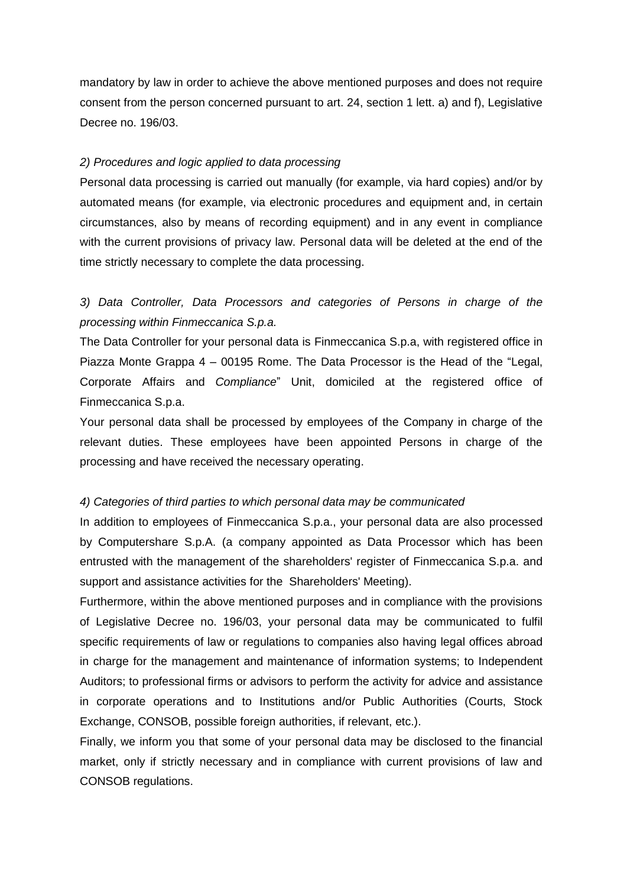mandatory by law in order to achieve the above mentioned purposes and does not require consent from the person concerned pursuant to art. 24, section 1 lett. a) and f), Legislative Decree no. 196/03.

*2) Procedures and logic applied to data processing*

Personal data processing is carried out manually (for example, via hard copies) and/or by automated means (for example, via electronic procedures and equipment and, in certain circumstances, also by means of recording equipment) and in any event in compliance with the current provisions of privacy law. Personal data will be deleted at the end of the time strictly necessary to complete the data processing.

*3) Data Controller, Data Processors and categories of Persons in charge of the processing within Finmeccanica S.p.a.*

The Data Controller for your personal data is Finmeccanica S.p.a, with registered office in Piazza Monte Grappa 4 – 00195 Rome. The Data Processor is the Head of the "Legal, Corporate Affairs and *Compliance*" Unit, domiciled at the registered office of Finmeccanica S.p.a.

Your personal data shall be processed by employees of the Company in charge of the relevant duties. These employees have been appointed Persons in charge of the processing and have received the necessary operating.

*4) Categories of third parties to which personal data may be communicated*

In addition to employees of Finmeccanica S.p.a., your personal data are also processed by Computershare S.p.A. (a company appointed as Data Processor which has been entrusted with the management of the shareholders' register of Finmeccanica S.p.a. and support and assistance activities for the Shareholders' Meeting).

Furthermore, within the above mentioned purposes and in compliance with the provisions of Legislative Decree no. 196/03, your personal data may be communicated to fulfil specific requirements of law or regulations to companies also having legal offices abroad in charge for the management and maintenance of information systems; to Independent Auditors; to professional firms or advisors to perform the activity for advice and assistance in corporate operations and to Institutions and/or Public Authorities (Courts, Stock Exchange, CONSOB, possible foreign authorities, if relevant, etc.).

Finally, we inform you that some of your personal data may be disclosed to the financial market, only if strictly necessary and in compliance with current provisions of law and CONSOB regulations.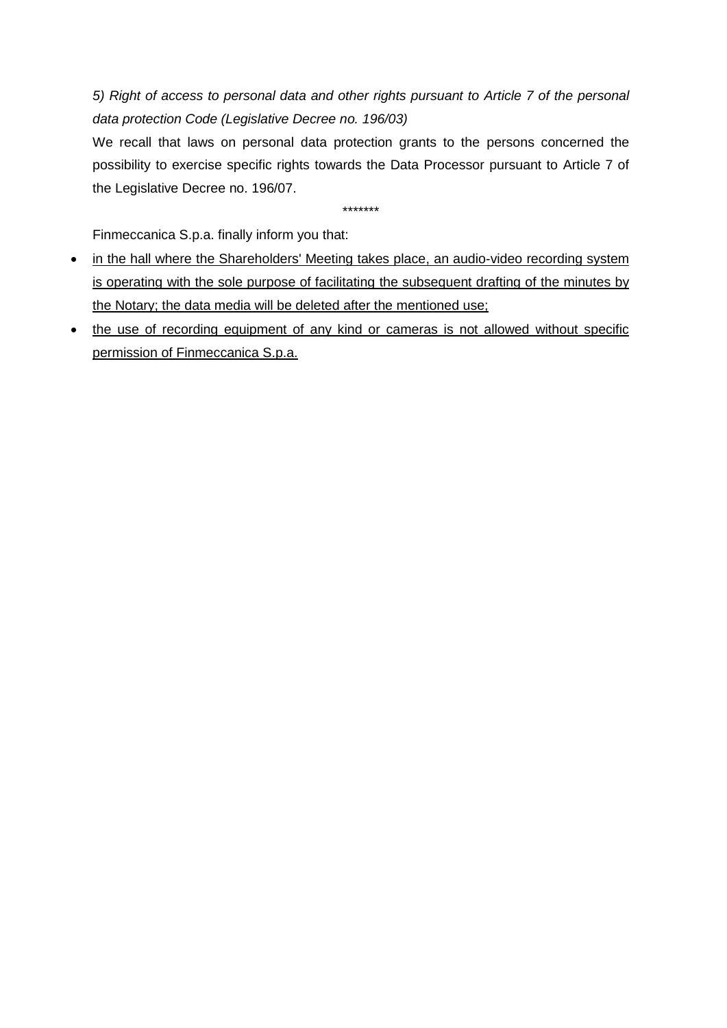*5) Right of access to personal data and other rights pursuant to Article 7 of the personal data protection Code (Legislative Decree no. 196/03)*

We recall that laws on personal data protection grants to the persons concerned the possibility to exercise specific rights towards the Data Processor pursuant to Article 7 of the Legislative Decree no. 196/07.

*******

Finmeccanica S.p.a. finally inform you that:

- <u>in the hall where the Shareholders' Meeting takes place, an audio-video recording system is operating with the sole purpose of facilitating the subsequent drafting of the minutes by the Notary; the data media will be deleted after the mentioned use;</u>
- <u>the use of recording equipment of any kind or cameras is not allowed without specific permission of Finmeccanica S.p.a.</u>